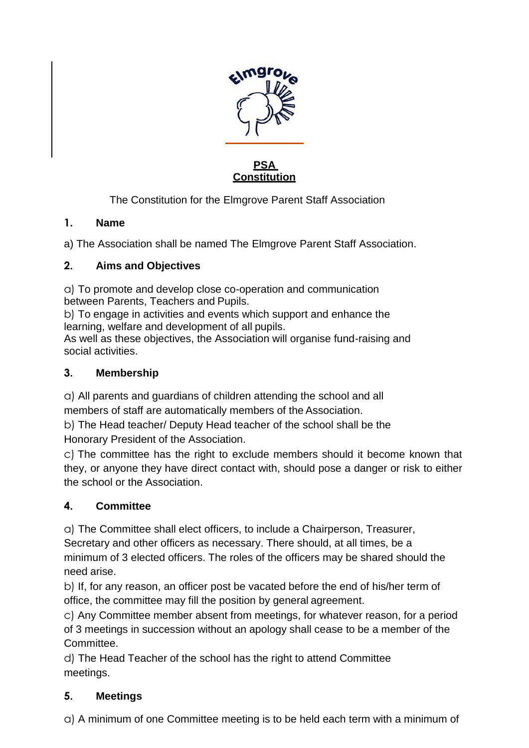**PSA**
**Constitution**

The Constitution for the Elmgrove Parent Staff Association

## 1. Name

a) The Association shall be named The Elmgrove Parent Staff Association.

## 2. Aims and Objectives

a) To promote and develop close co-operation and communication between Parents, Teachers and Pupils.
b) To engage in activities and events which support and enhance the learning, welfare and development of all pupils.
As well as these objectives, the Association will organise fund-raising and social activities.

## 3. Membership

a) All parents and guardians of children attending the school and all members of staff are automatically members of the Association.
b) The Head teacher/ Deputy Head teacher of the school shall be the Honorary President of the Association.
c) The committee has the right to exclude members should it become known that they, or anyone they have direct contact with, should pose a danger or risk to either the school or the Association.

## 4. Committee

a) The Committee shall elect officers, to include a Chairperson, Treasurer, Secretary and other officers as necessary. There should, at all times, be a minimum of 3 elected officers. The roles of the officers may be shared should the need arise.
b) If, for any reason, an officer post be vacated before the end of his/her term of office, the committee may fill the position by general agreement.
c) Any Committee member absent from meetings, for whatever reason, for a period of 3 meetings in succession without an apology shall cease to be a member of the Committee.
d) The Head Teacher of the school has the right to attend Committee meetings.

## 5. Meetings

a) A minimum of one Committee meeting is to be held each term with a minimum of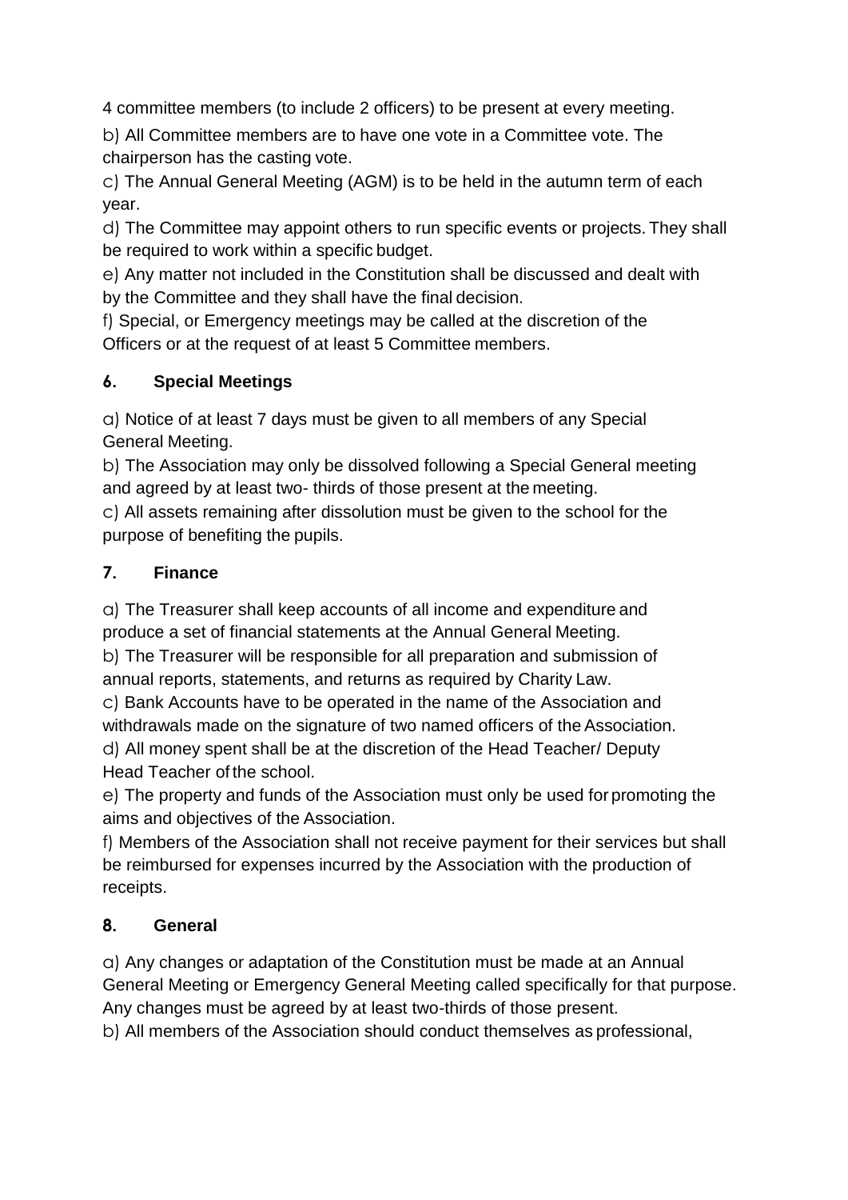4 committee members (to include 2 officers) to be present at every meeting.

b) All Committee members are to have one vote in a Committee vote. The chairperson has the casting vote.

c) The Annual General Meeting (AGM) is to be held in the autumn term of each year.

d) The Committee may appoint others to run specific events or projects. They shall be required to work within a specific budget.

e) Any matter not included in the Constitution shall be discussed and dealt with by the Committee and they shall have the final decision.

f) Special, or Emergency meetings may be called at the discretion of the Officers or at the request of at least 5 Committee members.

## 6. Special Meetings

a) Notice of at least 7 days must be given to all members of any Special General Meeting.

b) The Association may only be dissolved following a Special General meeting and agreed by at least two- thirds of those present at the meeting.

c) All assets remaining after dissolution must be given to the school for the purpose of benefiting the pupils.

## 7. Finance

a) The Treasurer shall keep accounts of all income and expenditure and produce a set of financial statements at the Annual General Meeting.

b) The Treasurer will be responsible for all preparation and submission of annual reports, statements, and returns as required by Charity Law.

c) Bank Accounts have to be operated in the name of the Association and withdrawals made on the signature of two named officers of the Association.

d) All money spent shall be at the discretion of the Head Teacher/ Deputy Head Teacher of the school.

e) The property and funds of the Association must only be used for promoting the aims and objectives of the Association.

f) Members of the Association shall not receive payment for their services but shall be reimbursed for expenses incurred by the Association with the production of receipts.

## 8. General

a) Any changes or adaptation of the Constitution must be made at an Annual General Meeting or Emergency General Meeting called specifically for that purpose. Any changes must be agreed by at least two-thirds of those present.

b) All members of the Association should conduct themselves as professional,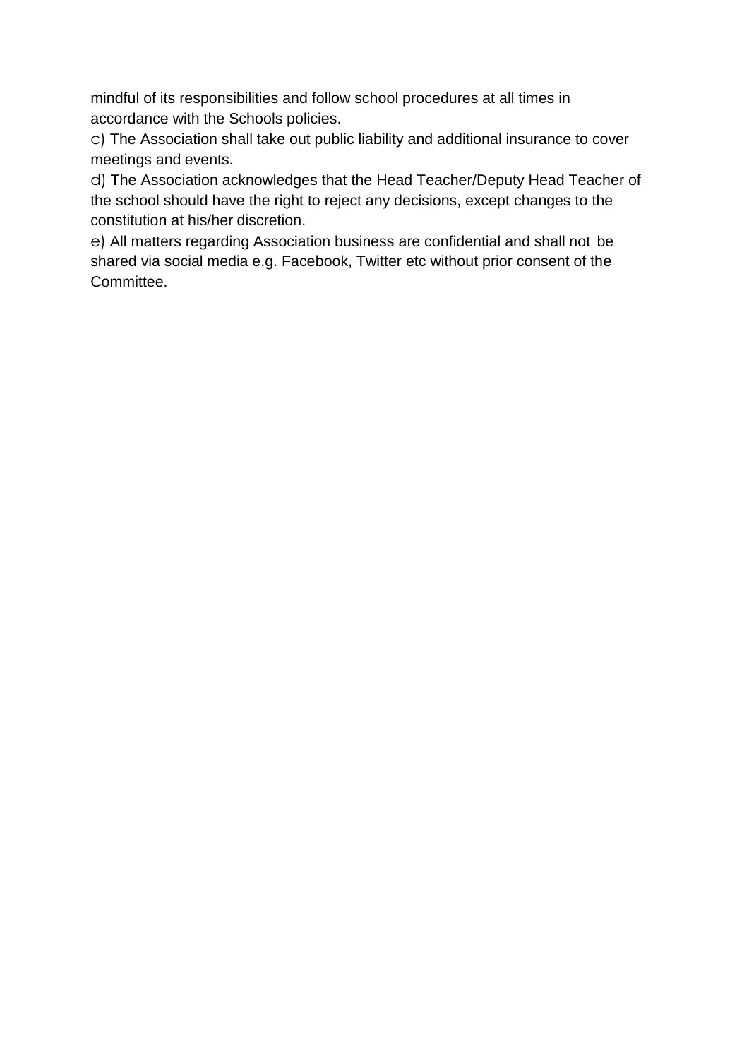mindful of its responsibilities and follow school procedures at all times in accordance with the Schools policies.

c) The Association shall take out public liability and additional insurance to cover meetings and events.

d) The Association acknowledges that the Head Teacher/Deputy Head Teacher of the school should have the right to reject any decisions, except changes to the constitution at his/her discretion.

e) All matters regarding Association business are confidential and shall not be shared via social media e.g. Facebook, Twitter etc without prior consent of the Committee.